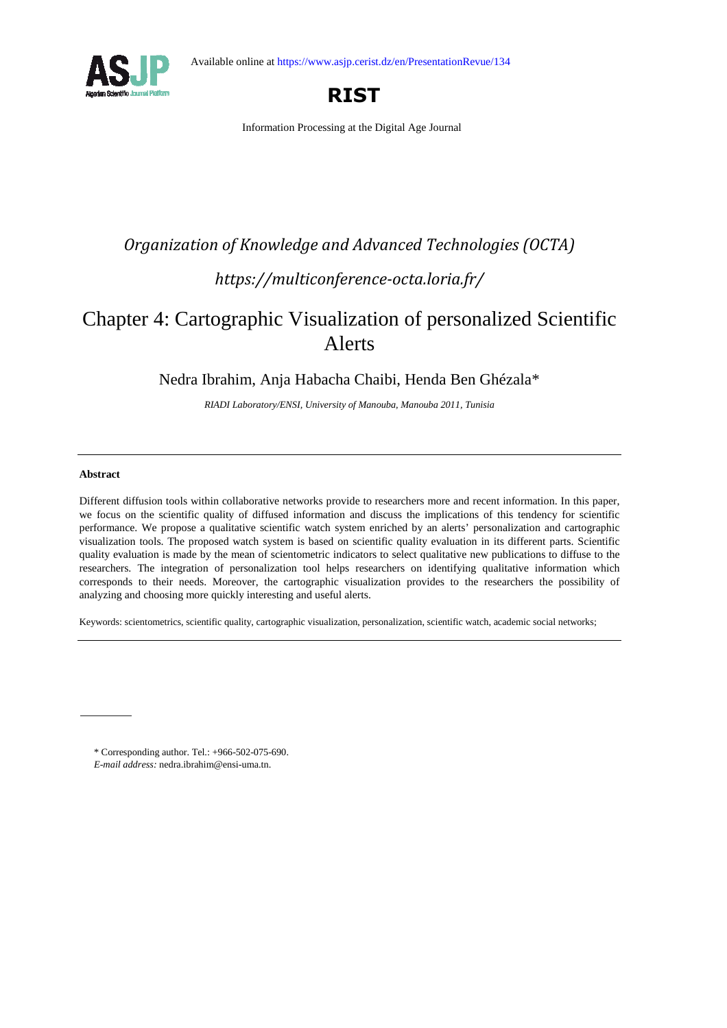Available online at https://www.asjp.cerist.dz/en/PresentationRevue/134

**RIST**

Information Processing at the Digital Age Journal

*Organization of Knowledge and Advanced Technologies (OCTA)*

*https://multiconference-octa.loria.fr/*

# Chapter 4: Cartographic Visualization of personalized Scientific Alerts

Nedra Ibrahim, Anja Habacha Chaibi, Henda Ben Ghézala*

*RIADI Laboratory/ENSI, University of Manouba, Manouba 2011, Tunisia*

---

**Abstract**

Different diffusion tools within collaborative networks provide to researchers more and recent information. In this paper, we focus on the scientific quality of diffused information and discuss the implications of this tendency for scientific performance. We propose a qualitative scientific watch system enriched by an alerts' personalization and cartographic visualization tools. The proposed watch system is based on scientific quality evaluation in its different parts. Scientific quality evaluation is made by the mean of scientometric indicators to select qualitative new publications to diffuse to the researchers. The integration of personalization tool helps researchers on identifying qualitative information which corresponds to their needs. Moreover, the cartographic visualization provides to the researchers the possibility of analyzing and choosing more quickly interesting and useful alerts.

Keywords: scientometrics, scientific quality, cartographic visualization, personalization, scientific watch, academic social networks;

---

* Corresponding author. Tel.: +966-502-075-690.
*E-mail address:* nedra.ibrahim@ensi-uma.tn.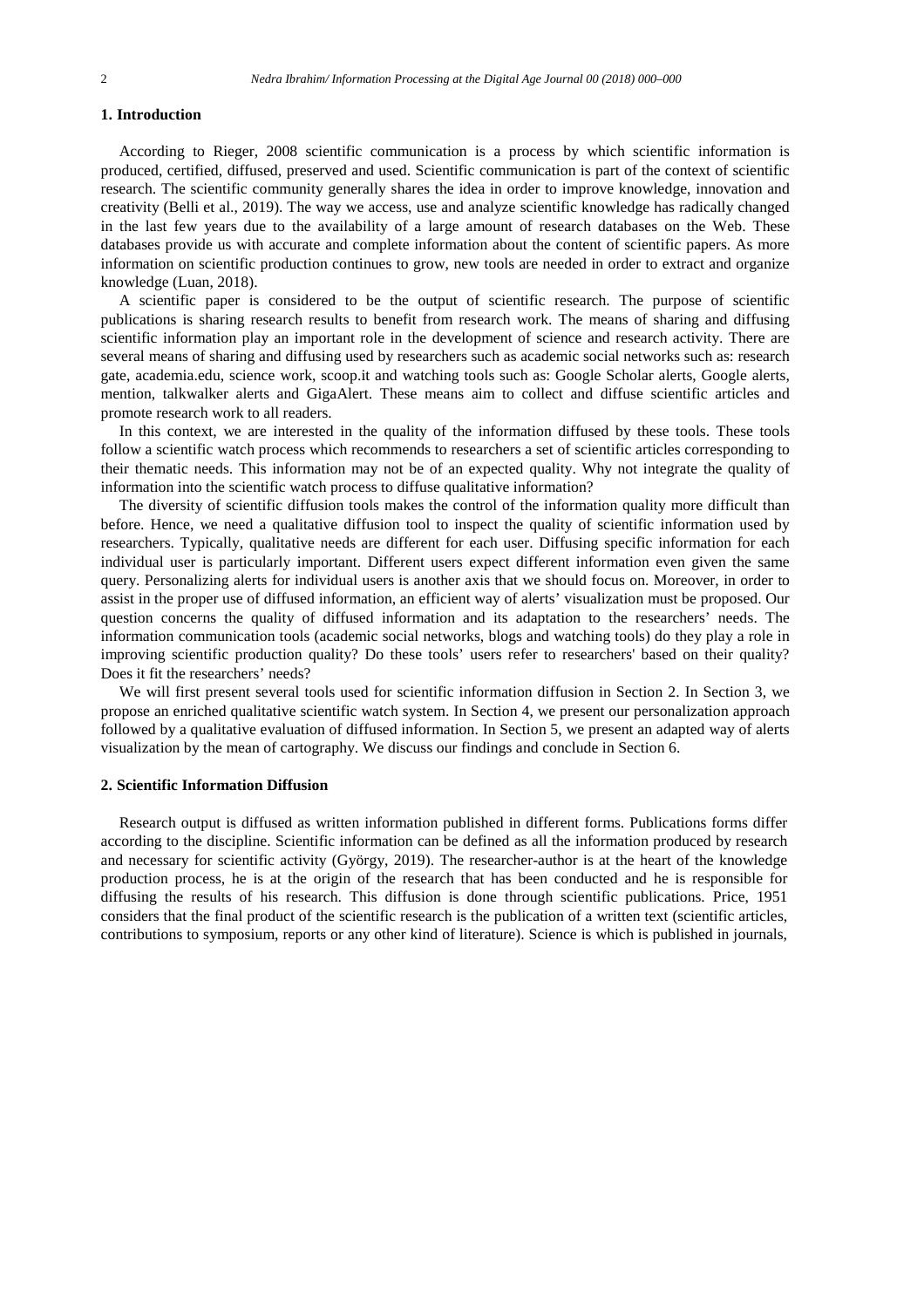## 1. Introduction

According to Rieger, 2008 scientific communication is a process by which scientific information is produced, certified, diffused, preserved and used. Scientific communication is part of the context of scientific research. The scientific community generally shares the idea in order to improve knowledge, innovation and creativity (Belli et al., 2019). The way we access, use and analyze scientific knowledge has radically changed in the last few years due to the availability of a large amount of research databases on the Web. These databases provide us with accurate and complete information about the content of scientific papers. As more information on scientific production continues to grow, new tools are needed in order to extract and organize knowledge (Luan, 2018).

A scientific paper is considered to be the output of scientific research. The purpose of scientific publications is sharing research results to benefit from research work. The means of sharing and diffusing scientific information play an important role in the development of science and research activity. There are several means of sharing and diffusing used by researchers such as academic social networks such as: research gate, academia.edu, science work, scoop.it and watching tools such as: Google Scholar alerts, Google alerts, mention, talkwalker alerts and GigaAlert. These means aim to collect and diffuse scientific articles and promote research work to all readers.

In this context, we are interested in the quality of the information diffused by these tools. These tools follow a scientific watch process which recommends to researchers a set of scientific articles corresponding to their thematic needs. This information may not be of an expected quality. Why not integrate the quality of information into the scientific watch process to diffuse qualitative information?

The diversity of scientific diffusion tools makes the control of the information quality more difficult than before. Hence, we need a qualitative diffusion tool to inspect the quality of scientific information used by researchers. Typically, qualitative needs are different for each user. Diffusing specific information for each individual user is particularly important. Different users expect different information even given the same query. Personalizing alerts for individual users is another axis that we should focus on. Moreover, in order to assist in the proper use of diffused information, an efficient way of alerts' visualization must be proposed. Our question concerns the quality of diffused information and its adaptation to the researchers' needs. The information communication tools (academic social networks, blogs and watching tools) do they play a role in improving scientific production quality? Do these tools' users refer to researchers' based on their quality? Does it fit the researchers' needs?

We will first present several tools used for scientific information diffusion in Section 2. In Section 3, we propose an enriched qualitative scientific watch system. In Section 4, we present our personalization approach followed by a qualitative evaluation of diffused information. In Section 5, we present an adapted way of alerts visualization by the mean of cartography. We discuss our findings and conclude in Section 6.

## 2. Scientific Information Diffusion

Research output is diffused as written information published in different forms. Publications forms differ according to the discipline. Scientific information can be defined as all the information produced by research and necessary for scientific activity (György, 2019). The researcher-author is at the heart of the knowledge production process, he is at the origin of the research that has been conducted and he is responsible for diffusing the results of his research. This diffusion is done through scientific publications. Price, 1951 considers that the final product of the scientific research is the publication of a written text (scientific articles, contributions to symposium, reports or any other kind of literature). Science is which is published in journals,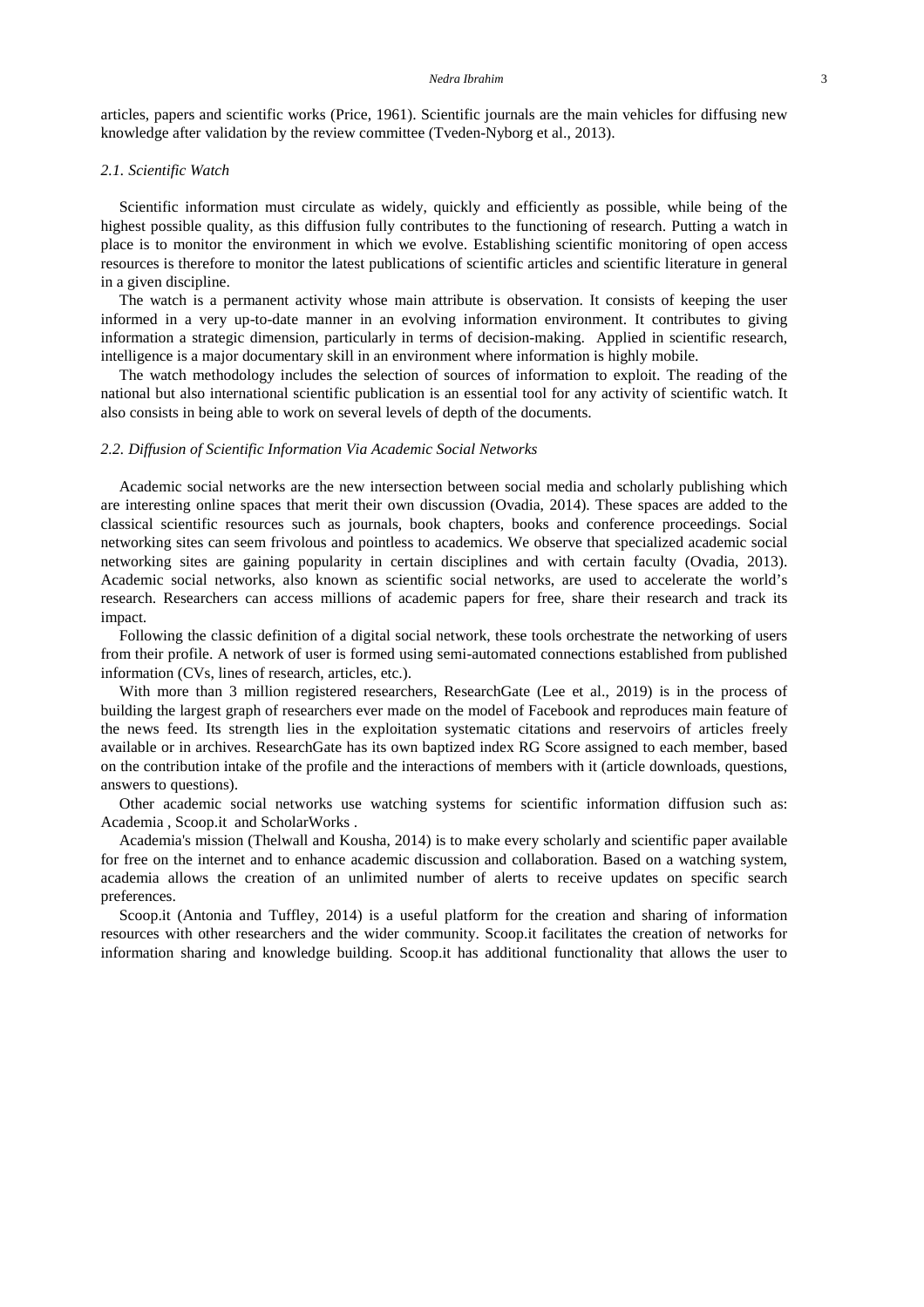articles, papers and scientific works (Price, 1961). Scientific journals are the main vehicles for diffusing new knowledge after validation by the review committee (Tveden-Nyborg et al., 2013).

### *2.1. Scientific Watch*

Scientific information must circulate as widely, quickly and efficiently as possible, while being of the highest possible quality, as this diffusion fully contributes to the functioning of research. Putting a watch in place is to monitor the environment in which we evolve. Establishing scientific monitoring of open access resources is therefore to monitor the latest publications of scientific articles and scientific literature in general in a given discipline.

The watch is a permanent activity whose main attribute is observation. It consists of keeping the user informed in a very up-to-date manner in an evolving information environment. It contributes to giving information a strategic dimension, particularly in terms of decision-making. Applied in scientific research, intelligence is a major documentary skill in an environment where information is highly mobile.

The watch methodology includes the selection of sources of information to exploit. The reading of the national but also international scientific publication is an essential tool for any activity of scientific watch. It also consists in being able to work on several levels of depth of the documents.

### *2.2. Diffusion of Scientific Information Via Academic Social Networks*

Academic social networks are the new intersection between social media and scholarly publishing which are interesting online spaces that merit their own discussion (Ovadia, 2014). These spaces are added to the classical scientific resources such as journals, book chapters, books and conference proceedings. Social networking sites can seem frivolous and pointless to academics. We observe that specialized academic social networking sites are gaining popularity in certain disciplines and with certain faculty (Ovadia, 2013). Academic social networks, also known as scientific social networks, are used to accelerate the world's research. Researchers can access millions of academic papers for free, share their research and track its impact.

Following the classic definition of a digital social network, these tools orchestrate the networking of users from their profile. A network of user is formed using semi-automated connections established from published information (CVs, lines of research, articles, etc.).

With more than 3 million registered researchers, ResearchGate (Lee et al., 2019) is in the process of building the largest graph of researchers ever made on the model of Facebook and reproduces main feature of the news feed. Its strength lies in the exploitation systematic citations and reservoirs of articles freely available or in archives. ResearchGate has its own baptized index RG Score assigned to each member, based on the contribution intake of the profile and the interactions of members with it (article downloads, questions, answers to questions).

Other academic social networks use watching systems for scientific information diffusion such as: Academia , Scoop.it and ScholarWorks .

Academia's mission (Thelwall and Kousha, 2014) is to make every scholarly and scientific paper available for free on the internet and to enhance academic discussion and collaboration. Based on a watching system, academia allows the creation of an unlimited number of alerts to receive updates on specific search preferences.

Scoop.it (Antonia and Tuffley, 2014) is a useful platform for the creation and sharing of information resources with other researchers and the wider community. Scoop.it facilitates the creation of networks for information sharing and knowledge building. Scoop.it has additional functionality that allows the user to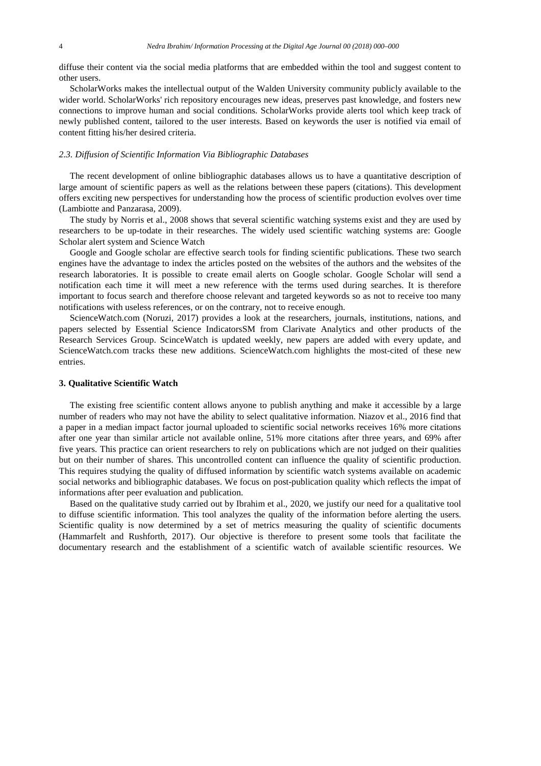diffuse their content via the social media platforms that are embedded within the tool and suggest content to other users.

ScholarWorks makes the intellectual output of the Walden University community publicly available to the wider world. ScholarWorks' rich repository encourages new ideas, preserves past knowledge, and fosters new connections to improve human and social conditions. ScholarWorks provide alerts tool which keep track of newly published content, tailored to the user interests. Based on keywords the user is notified via email of content fitting his/her desired criteria.

### *2.3. Diffusion of Scientific Information Via Bibliographic Databases*

The recent development of online bibliographic databases allows us to have a quantitative description of large amount of scientific papers as well as the relations between these papers (citations). This development offers exciting new perspectives for understanding how the process of scientific production evolves over time (Lambiotte and Panzarasa, 2009).

The study by Norris et al., 2008 shows that several scientific watching systems exist and they are used by researchers to be up-todate in their researches. The widely used scientific watching systems are: Google Scholar alert system and Science Watch

Google and Google scholar are effective search tools for finding scientific publications. These two search engines have the advantage to index the articles posted on the websites of the authors and the websites of the research laboratories. It is possible to create email alerts on Google scholar. Google Scholar will send a notification each time it will meet a new reference with the terms used during searches. It is therefore important to focus search and therefore choose relevant and targeted keywords so as not to receive too many notifications with useless references, or on the contrary, not to receive enough.

ScienceWatch.com (Noruzi, 2017) provides a look at the researchers, journals, institutions, nations, and papers selected by Essential Science IndicatorsSM from Clarivate Analytics and other products of the Research Services Group. ScinceWatch is updated weekly, new papers are added with every update, and ScienceWatch.com tracks these new additions. ScienceWatch.com highlights the most-cited of these new entries.

## 3. Qualitative Scientific Watch

The existing free scientific content allows anyone to publish anything and make it accessible by a large number of readers who may not have the ability to select qualitative information. Niazov et al., 2016 find that a paper in a median impact factor journal uploaded to scientific social networks receives 16% more citations after one year than similar article not available online, 51% more citations after three years, and 69% after five years. This practice can orient researchers to rely on publications which are not judged on their qualities but on their number of shares. This uncontrolled content can influence the quality of scientific production. This requires studying the quality of diffused information by scientific watch systems available on academic social networks and bibliographic databases. We focus on post-publication quality which reflects the impat of informations after peer evaluation and publication.

Based on the qualitative study carried out by Ibrahim et al., 2020, we justify our need for a qualitative tool to diffuse scientific information. This tool analyzes the quality of the information before alerting the users. Scientific quality is now determined by a set of metrics measuring the quality of scientific documents (Hammarfelt and Rushforth, 2017). Our objective is therefore to present some tools that facilitate the documentary research and the establishment of a scientific watch of available scientific resources. We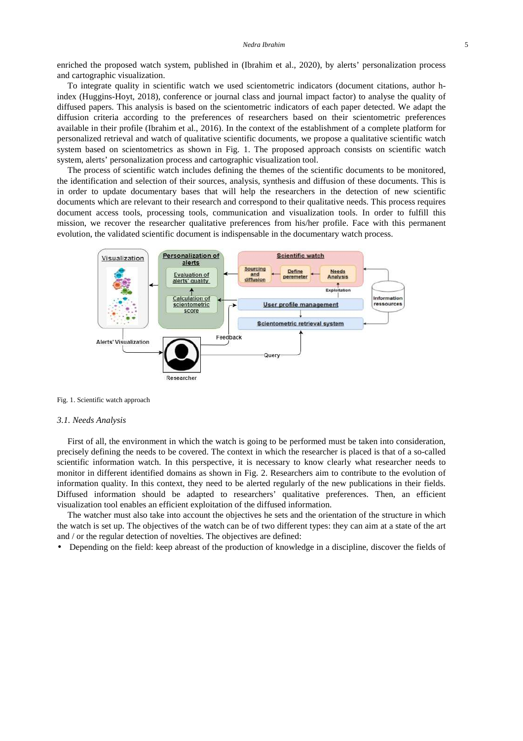enriched the proposed watch system, published in (Ibrahim et al., 2020), by alerts' personalization process and cartographic visualization.

To integrate quality in scientific watch we used scientometric indicators (document citations, author h-index (Huggins-Hoyt, 2018), conference or journal class and journal impact factor) to analyse the quality of diffused papers. This analysis is based on the scientometric indicators of each paper detected. We adapt the diffusion criteria according to the preferences of researchers based on their scientometric preferences available in their profile (Ibrahim et al., 2016). In the context of the establishment of a complete platform for personalized retrieval and watch of qualitative scientific documents, we propose a qualitative scientific watch system based on scientometrics as shown in Fig. 1. The proposed approach consists on scientific watch system, alerts' personalization process and cartographic visualization tool.

The process of scientific watch includes defining the themes of the scientific documents to be monitored, the identification and selection of their sources, analysis, synthesis and diffusion of these documents. This is in order to update documentary bases that will help the researchers in the detection of new scientific documents which are relevant to their research and correspond to their qualitative needs. This process requires document access tools, processing tools, communication and visualization tools. In order to fulfill this mission, we recover the researcher qualitative preferences from his/her profile. Face with this permanent evolution, the validated scientific document is indispensable in the documentary watch process.

Visualization
Personalization of alerts
Evaluation of alerts' quality
Calculation of scientometric score
Scientific watch
Sourcing and diffusion
Define perimeter
Needs Analysis
Exploitation
Information ressources
User profile management
Scientometric retrieval system
Alerts' Visualization
Feedback
Query
Researcher

Fig. 1. Scientific watch approach

### *3.1. Needs Analysis*

First of all, the environment in which the watch is going to be performed must be taken into consideration, precisely defining the needs to be covered. The context in which the researcher is placed is that of a so-called scientific information watch. In this perspective, it is necessary to know clearly what researcher needs to monitor in different identified domains as shown in Fig. 2. Researchers aim to contribute to the evolution of information quality. In this context, they need to be alerted regularly of the new publications in their fields. Diffused information should be adapted to researchers' qualitative preferences. Then, an efficient visualization tool enables an efficient exploitation of the diffused information.

The watcher must also take into account the objectives he sets and the orientation of the structure in which the watch is set up. The objectives of the watch can be of two different types: they can aim at a state of the art and / or the regular detection of novelties. The objectives are defined:

- Depending on the field: keep abreast of the production of knowledge in a discipline, discover the fields of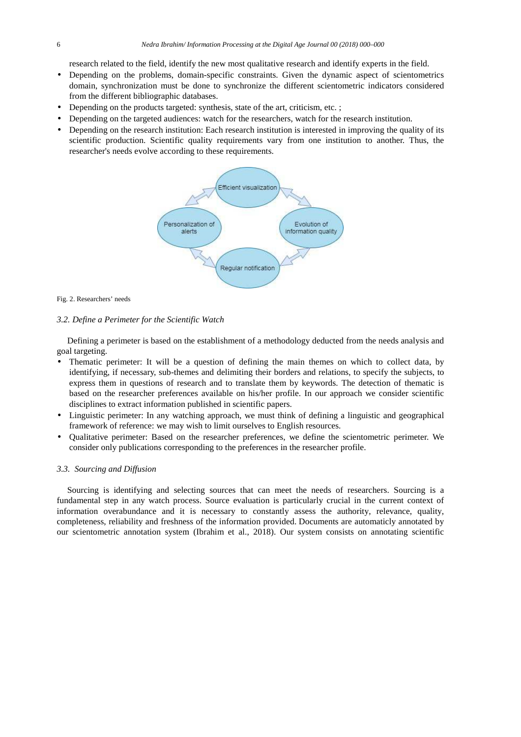research related to the field, identify the new most qualitative research and identify experts in the field.

- Depending on the problems, domain-specific constraints. Given the dynamic aspect of scientometrics domain, synchronization must be done to synchronize the different scientometric indicators considered from the different bibliographic databases.
- Depending on the products targeted: synthesis, state of the art, criticism, etc. ;
- Depending on the targeted audiences: watch for the researchers, watch for the research institution.
- Depending on the research institution: Each research institution is interested in improving the quality of its scientific production. Scientific quality requirements vary from one institution to another. Thus, the researcher's needs evolve according to these requirements.

Efficient visualization

Personalization of alerts

Evolution of information quality

Regular notification

Fig. 2. Researchers' needs

### 3.2. Define a Perimeter for the Scientific Watch

Defining a perimeter is based on the establishment of a methodology deducted from the needs analysis and goal targeting.

- Thematic perimeter: It will be a question of defining the main themes on which to collect data, by identifying, if necessary, sub-themes and delimiting their borders and relations, to specify the subjects, to express them in questions of research and to translate them by keywords. The detection of thematic is based on the researcher preferences available on his/her profile. In our approach we consider scientific disciplines to extract information published in scientific papers.
- Linguistic perimeter: In any watching approach, we must think of defining a linguistic and geographical framework of reference: we may wish to limit ourselves to English resources.
- Qualitative perimeter: Based on the researcher preferences, we define the scientometric perimeter. We consider only publications corresponding to the preferences in the researcher profile.

### 3.3. Sourcing and Diffusion

Sourcing is identifying and selecting sources that can meet the needs of researchers. Sourcing is a fundamental step in any watch process. Source evaluation is particularly crucial in the current context of information overabundance and it is necessary to constantly assess the authority, relevance, quality, completeness, reliability and freshness of the information provided. Documents are automaticly annotated by our scientometric annotation system (Ibrahim et al., 2018). Our system consists on annotating scientific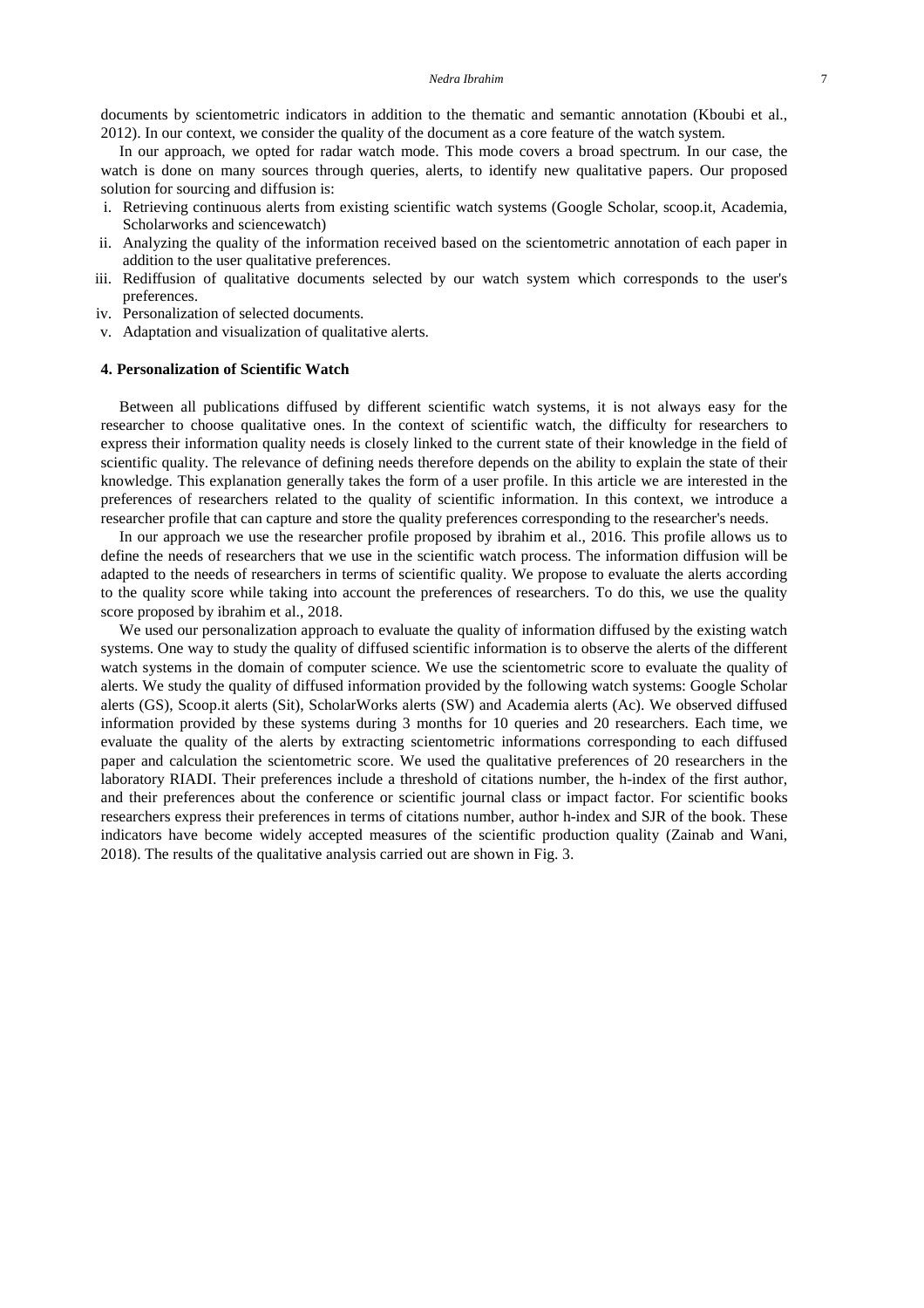documents by scientometric indicators in addition to the thematic and semantic annotation (Kboubi et al., 2012). In our context, we consider the quality of the document as a core feature of the watch system.

In our approach, we opted for radar watch mode. This mode covers a broad spectrum. In our case, the watch is done on many sources through queries, alerts, to identify new qualitative papers. Our proposed solution for sourcing and diffusion is:

i. Retrieving continuous alerts from existing scientific watch systems (Google Scholar, scoop.it, Academia, Scholarworks and sciencewatch)
ii. Analyzing the quality of the information received based on the scientometric annotation of each paper in addition to the user qualitative preferences.
iii. Rediffusion of qualitative documents selected by our watch system which corresponds to the user's preferences.
iv. Personalization of selected documents.
v. Adaptation and visualization of qualitative alerts.

## 4. Personalization of Scientific Watch

Between all publications diffused by different scientific watch systems, it is not always easy for the researcher to choose qualitative ones. In the context of scientific watch, the difficulty for researchers to express their information quality needs is closely linked to the current state of their knowledge in the field of scientific quality. The relevance of defining needs therefore depends on the ability to explain the state of their knowledge. This explanation generally takes the form of a user profile. In this article we are interested in the preferences of researchers related to the quality of scientific information. In this context, we introduce a researcher profile that can capture and store the quality preferences corresponding to the researcher's needs.

In our approach we use the researcher profile proposed by ibrahim et al., 2016. This profile allows us to define the needs of researchers that we use in the scientific watch process. The information diffusion will be adapted to the needs of researchers in terms of scientific quality. We propose to evaluate the alerts according to the quality score while taking into account the preferences of researchers. To do this, we use the quality score proposed by ibrahim et al., 2018.

We used our personalization approach to evaluate the quality of information diffused by the existing watch systems. One way to study the quality of diffused scientific information is to observe the alerts of the different watch systems in the domain of computer science. We use the scientometric score to evaluate the quality of alerts. We study the quality of diffused information provided by the following watch systems: Google Scholar alerts (GS), Scoop.it alerts (Sit), ScholarWorks alerts (SW) and Academia alerts (Ac). We observed diffused information provided by these systems during 3 months for 10 queries and 20 researchers. Each time, we evaluate the quality of the alerts by extracting scientometric informations corresponding to each diffused paper and calculation the scientometric score. We used the qualitative preferences of 20 researchers in the laboratory RIADI. Their preferences include a threshold of citations number, the h-index of the first author, and their preferences about the conference or scientific journal class or impact factor. For scientific books researchers express their preferences in terms of citations number, author h-index and SJR of the book. These indicators have become widely accepted measures of the scientific production quality (Zainab and Wani, 2018). The results of the qualitative analysis carried out are shown in Fig. 3.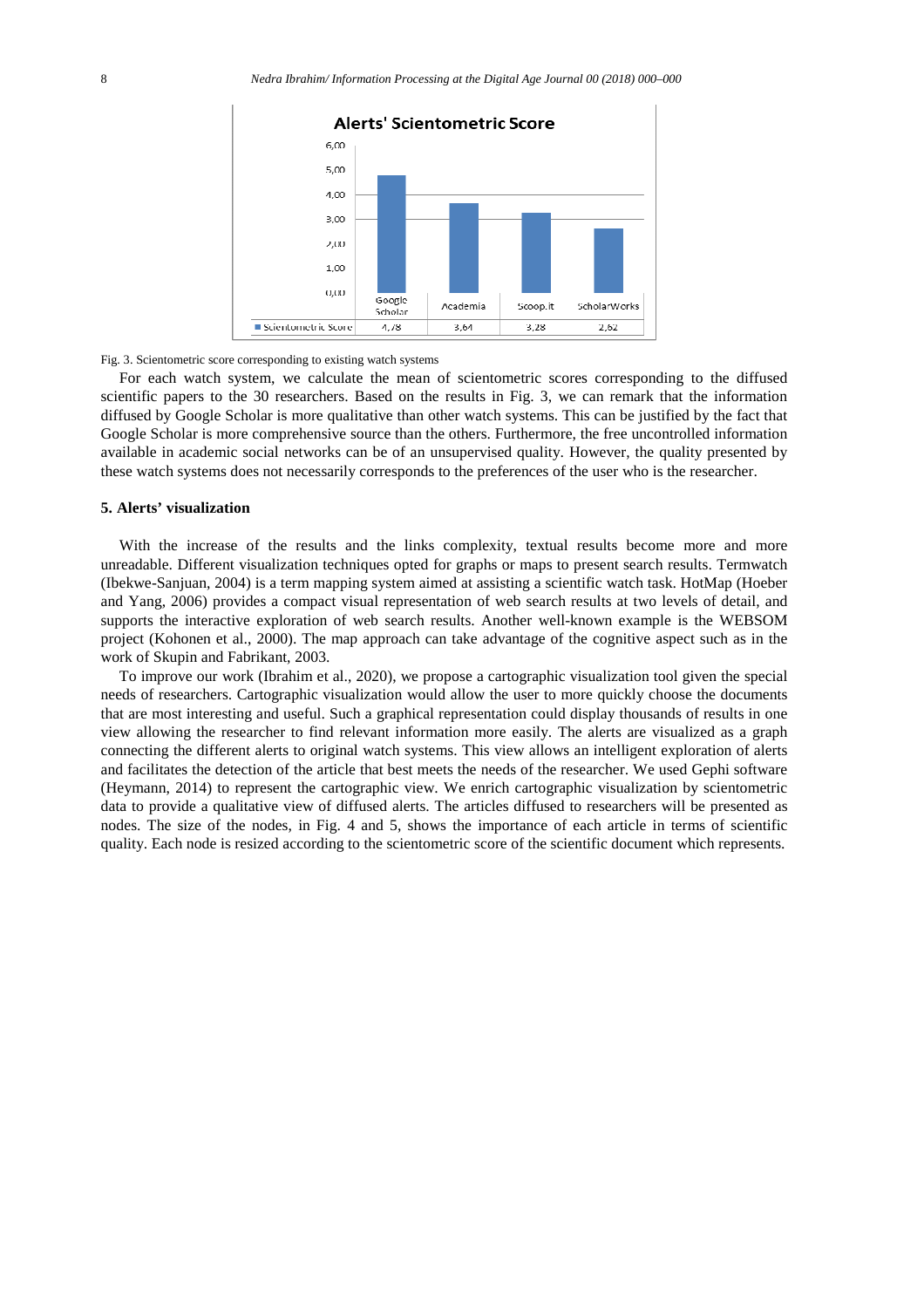Alerts' Scientometric Score

6,00
5,00
4,00
3,00
2,00
1,00
0,00

Google Scholar
Academia
Scoop.it
ScholarWorks

Scientometric Score
4,78
3,64
3,28
2,62

Fig. 3. Scientometric score corresponding to existing watch systems

For each watch system, we calculate the mean of scientometric scores corresponding to the diffused scientific papers to the 30 researchers. Based on the results in Fig. 3, we can remark that the information diffused by Google Scholar is more qualitative than other watch systems. This can be justified by the fact that Google Scholar is more comprehensive source than the others. Furthermore, the free uncontrolled information available in academic social networks can be of an unsupervised quality. However, the quality presented by these watch systems does not necessarily corresponds to the preferences of the user who is the researcher.

## 5. Alerts' visualization

With the increase of the results and the links complexity, textual results become more and more unreadable. Different visualization techniques opted for graphs or maps to present search results. Termwatch (Ibekwe-Sanjuan, 2004) is a term mapping system aimed at assisting a scientific watch task. HotMap (Hoeber and Yang, 2006) provides a compact visual representation of web search results at two levels of detail, and supports the interactive exploration of web search results. Another well-known example is the WEBSOM project (Kohonen et al., 2000). The map approach can take advantage of the cognitive aspect such as in the work of Skupin and Fabrikant, 2003.

To improve our work (Ibrahim et al., 2020), we propose a cartographic visualization tool given the special needs of researchers. Cartographic visualization would allow the user to more quickly choose the documents that are most interesting and useful. Such a graphical representation could display thousands of results in one view allowing the researcher to find relevant information more easily. The alerts are visualized as a graph connecting the different alerts to original watch systems. This view allows an intelligent exploration of alerts and facilitates the detection of the article that best meets the needs of the researcher. We used Gephi software (Heymann, 2014) to represent the cartographic view. We enrich cartographic visualization by scientometric data to provide a qualitative view of diffused alerts. The articles diffused to researchers will be presented as nodes. The size of the nodes, in Fig. 4 and 5, shows the importance of each article in terms of scientific quality. Each node is resized according to the scientometric score of the scientific document which represents.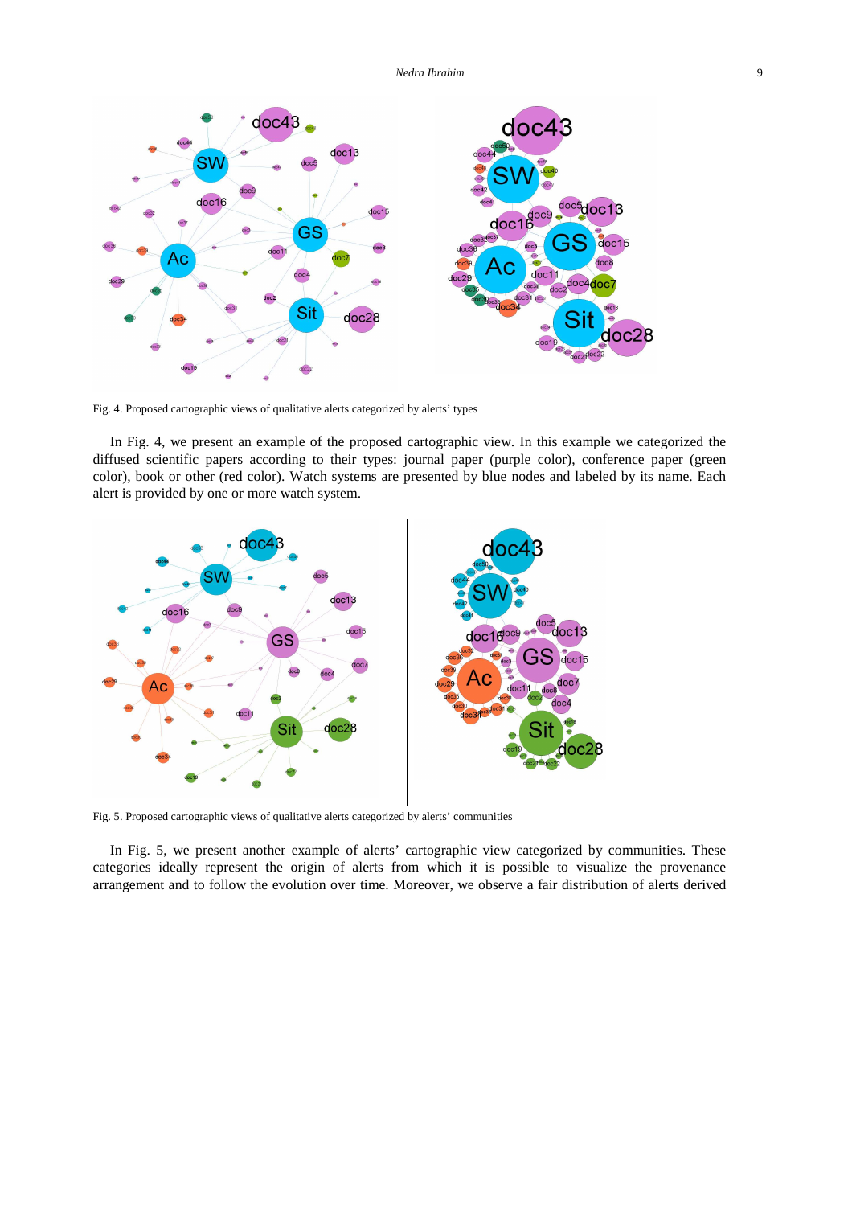doc43
SW
doc44
doc13
doc5
doc9
doc16
doc15
GS
doc8
doc11
Ac
doc7
doc4
doc29
doc2
Sit
doc28
doc34
doc19

doc43
doc44
doc50
SW
doc40
doc42
doc41
doc5
doc13
doc9
doc16
GS
doc15
doc36
doc37
doc38
Ac
doc8
doc11
doc29
doc4
doc7
doc35
doc2
doc30
doc34
doc31
Sit
doc18
doc28
doc19
doc21
doc22

Fig. 4. Proposed cartographic views of qualitative alerts categorized by alerts' types

In Fig. 4, we present an example of the proposed cartographic view. In this example we categorized the diffused scientific papers according to their types: journal paper (purple color), conference paper (green color), book or other (red color). Watch systems are presented by blue nodes and labeled by its name. Each alert is provided by one or more watch system.

doc43
doc44
SW
doc5
doc13
doc16
doc9
GS
doc15
doc7
doc8
doc4
Ac
doc29
doc11
Sit
doc28
doc34
doc19

doc43
doc50
doc44
SW
doc40
doc42
doc41
doc5
doc16
doc9
doc13
GS
doc15
doc32
doc36
doc38
Ac
doc29
doc11
doc8
doc7
doc35
doc2
doc4
doc30
doc34
doc37
Sit
doc28
doc19
doc21
doc22

Fig. 5. Proposed cartographic views of qualitative alerts categorized by alerts' communities

In Fig. 5, we present another example of alerts' cartographic view categorized by communities. These categories ideally represent the origin of alerts from which it is possible to visualize the provenance arrangement and to follow the evolution over time. Moreover, we observe a fair distribution of alerts derived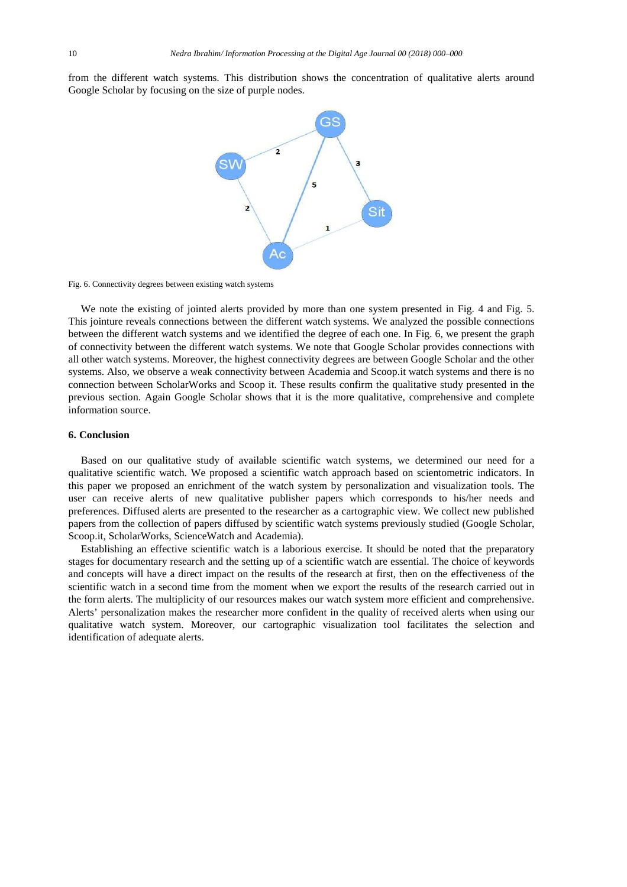from the different watch systems. This distribution shows the concentration of qualitative alerts around Google Scholar by focusing on the size of purple nodes.

GS
SW
Sit
Ac
2
3
5
2
1

Fig. 6. Connectivity degrees between existing watch systems

We note the existing of jointed alerts provided by more than one system presented in Fig. 4 and Fig. 5. This jointure reveals connections between the different watch systems. We analyzed the possible connections between the different watch systems and we identified the degree of each one. In Fig. 6, we present the graph of connectivity between the different watch systems. We note that Google Scholar provides connections with all other watch systems. Moreover, the highest connectivity degrees are between Google Scholar and the other systems. Also, we observe a weak connectivity between Academia and Scoop.it watch systems and there is no connection between ScholarWorks and Scoop it. These results confirm the qualitative study presented in the previous section. Again Google Scholar shows that it is the more qualitative, comprehensive and complete information source.

## 6. Conclusion

Based on our qualitative study of available scientific watch systems, we determined our need for a qualitative scientific watch. We proposed a scientific watch approach based on scientometric indicators. In this paper we proposed an enrichment of the watch system by personalization and visualization tools. The user can receive alerts of new qualitative publisher papers which corresponds to his/her needs and preferences. Diffused alerts are presented to the researcher as a cartographic view. We collect new published papers from the collection of papers diffused by scientific watch systems previously studied (Google Scholar, Scoop.it, ScholarWorks, ScienceWatch and Academia).

Establishing an effective scientific watch is a laborious exercise. It should be noted that the preparatory stages for documentary research and the setting up of a scientific watch are essential. The choice of keywords and concepts will have a direct impact on the results of the research at first, then on the effectiveness of the scientific watch in a second time from the moment when we export the results of the research carried out in the form alerts. The multiplicity of our resources makes our watch system more efficient and comprehensive. Alerts' personalization makes the researcher more confident in the quality of received alerts when using our qualitative watch system. Moreover, our cartographic visualization tool facilitates the selection and identification of adequate alerts.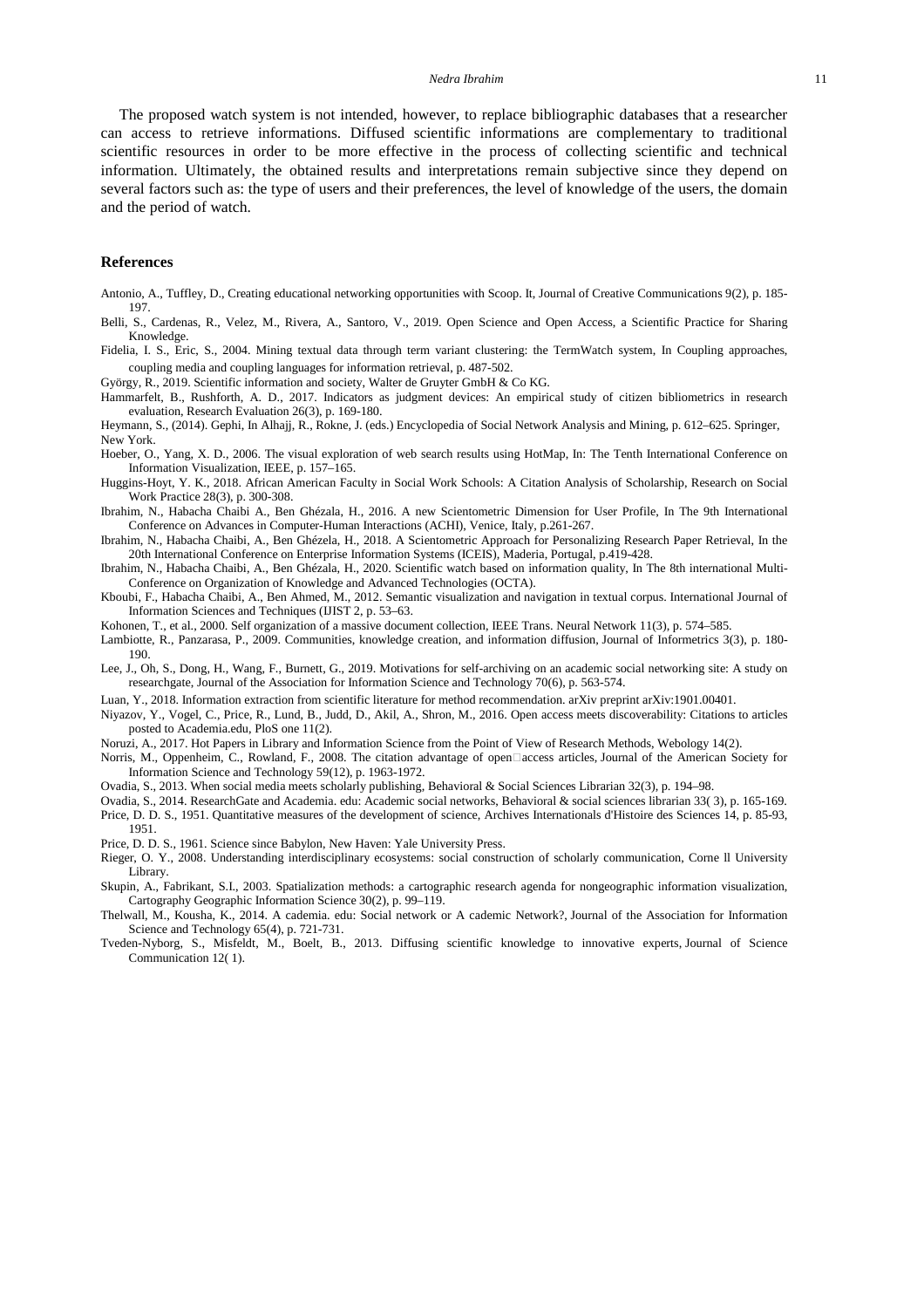The proposed watch system is not intended, however, to replace bibliographic databases that a researcher can access to retrieve informations. Diffused scientific informations are complementary to traditional scientific resources in order to be more effective in the process of collecting scientific and technical information. Ultimately, the obtained results and interpretations remain subjective since they depend on several factors such as: the type of users and their preferences, the level of knowledge of the users, the domain and the period of watch.

## References

Antonio, A., Tuffley, D., Creating educational networking opportunities with Scoop. It, Journal of Creative Communications 9(2), p. 185-197.

Belli, S., Cardenas, R., Velez, M., Rivera, A., Santoro, V., 2019. Open Science and Open Access, a Scientific Practice for Sharing Knowledge.

Fidelia, I. S., Eric, S., 2004. Mining textual data through term variant clustering: the TermWatch system, In Coupling approaches, coupling media and coupling languages for information retrieval, p. 487-502.

György, R., 2019. Scientific information and society, Walter de Gruyter GmbH & Co KG.

Hammarfelt, B., Rushforth, A. D., 2017. Indicators as judgment devices: An empirical study of citizen bibliometrics in research evaluation, Research Evaluation 26(3), p. 169-180.

Heymann, S., (2014). Gephi, In Alhajj, R., Rokne, J. (eds.) Encyclopedia of Social Network Analysis and Mining, p. 612–625. Springer, New York.

Hoeber, O., Yang, X. D., 2006. The visual exploration of web search results using HotMap, In: The Tenth International Conference on Information Visualization, IEEE, p. 157–165.

Huggins-Hoyt, Y. K., 2018. African American Faculty in Social Work Schools: A Citation Analysis of Scholarship, Research on Social Work Practice 28(3), p. 300-308.

Ibrahim, N., Habacha Chaibi A., Ben Ghézala, H., 2016. A new Scientometric Dimension for User Profile, In The 9th International Conference on Advances in Computer-Human Interactions (ACHI), Venice, Italy, p.261-267.

Ibrahim, N., Habacha Chaibi, A., Ben Ghézela, H., 2018. A Scientometric Approach for Personalizing Research Paper Retrieval, In the 20th International Conference on Enterprise Information Systems (ICEIS), Madeira, Portugal, p.419-428.

Ibrahim, N., Habacha Chaibi, A., Ben Ghézala, H., 2020. Scientific watch based on information quality, In The 8th international Multi-Conference on Organization of Knowledge and Advanced Technologies (OCTA).

Kboubi, F., Habacha Chaibi, A., Ben Ahmed, M., 2012. Semantic visualization and navigation in textual corpus. International Journal of Information Sciences and Techniques (IJIST 2, p. 53–63.

Kohonen, T., et al., 2000. Self organization of a massive document collection, IEEE Trans. Neural Network 11(3), p. 574–585.

Lambiotte, R., Panzarasa, P., 2009. Communities, knowledge creation, and information diffusion, Journal of Informetrics 3(3), p. 180-190.

Lee, J., Oh, S., Dong, H., Wang, F., Burnett, G., 2019. Motivations for self-archiving on an academic social networking site: A study on researchgate, Journal of the Association for Information Science and Technology 70(6), p. 563-574.

Luan, Y., 2018. Information extraction from scientific literature for method recommendation. arXiv preprint arXiv:1901.00401.

Niyazov, Y., Vogel, C., Price, R., Lund, B., Judd, D., Akil, A., Shron, M., 2016. Open access meets discoverability: Citations to articles posted to Academia.edu, PloS one 11(2).

Noruzi, A., 2017. Hot Papers in Library and Information Science from the Point of View of Research Methods, Webology 14(2).

Norris, M., Oppenheim, C., Rowland, F., 2008. The citation advantage of open□access articles, Journal of the American Society for Information Science and Technology 59(12), p. 1963-1972.

Ovadia, S., 2013. When social media meets scholarly publishing, Behavioral & Social Sciences Librarian 32(3), p. 194–98.

Ovadia, S., 2014. ResearchGate and Academia. edu: Academic social networks, Behavioral & social sciences librarian 33( 3), p. 165-169.

Price, D. D. S., 1951. Quantitative measures of the development of science, Archives Internationals d'Histoire des Sciences 14, p. 85-93, 1951.

Price, D. D. S., 1961. Science since Babylon, New Haven: Yale University Press.

Rieger, O. Y., 2008. Understanding interdisciplinary ecosystems: social construction of scholarly communication, Corne ll University Library.

Skupin, A., Fabrikant, S.I., 2003. Spatialization methods: a cartographic research agenda for nongeographic information visualization, Cartography Geographic Information Science 30(2), p. 99–119.

Thelwall, M., Kousha, K., 2014. A cademia. edu: Social network or A cademic Network?, Journal of the Association for Information Science and Technology 65(4), p. 721-731.

Tveden-Nyborg, S., Misfeldt, M., Boelt, B., 2013. Diffusing scientific knowledge to innovative experts, Journal of Science Communication 12( 1).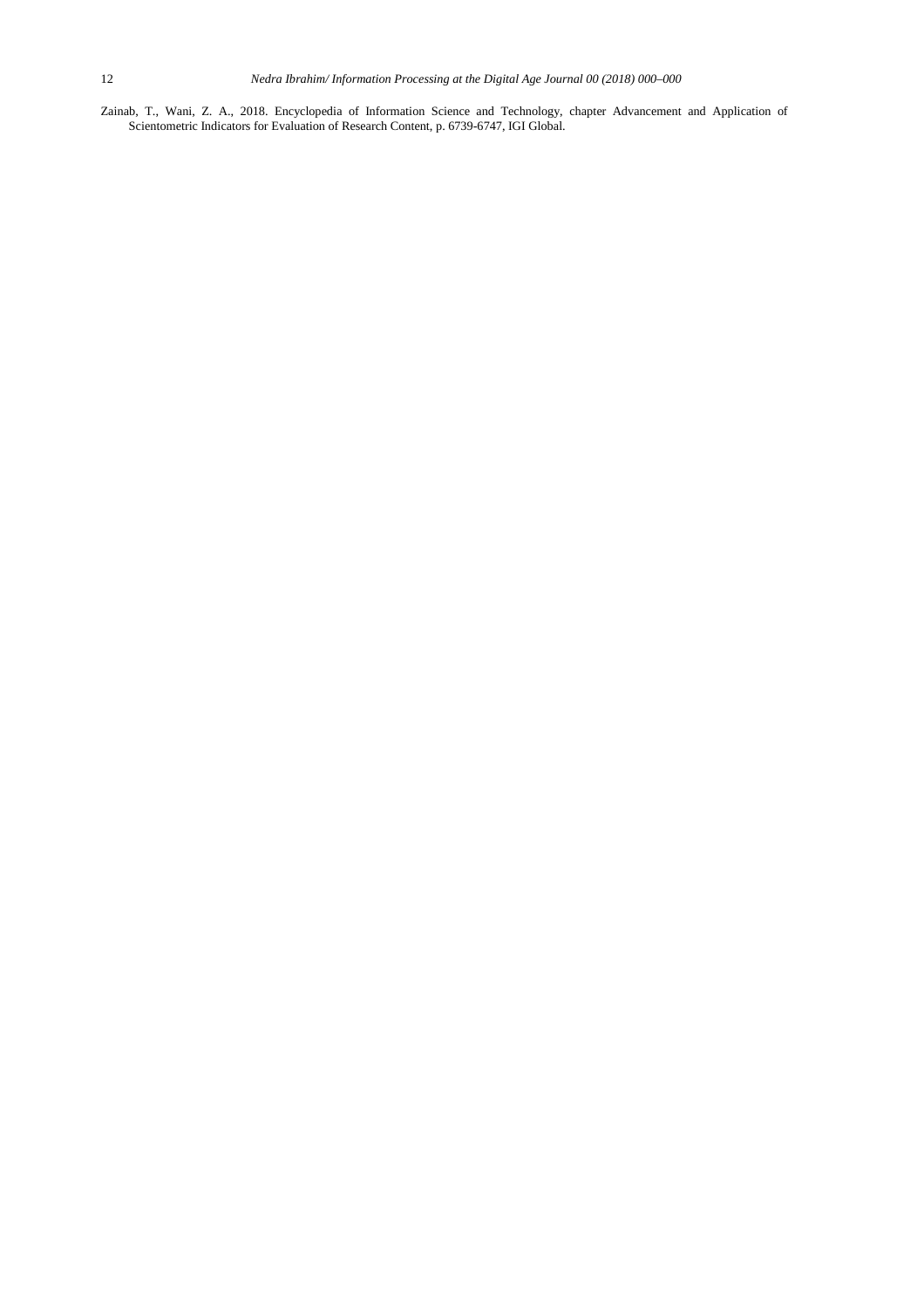Zainab, T., Wani, Z. A., 2018. Encyclopedia of Information Science and Technology, chapter Advancement and Application of Scientometric Indicators for Evaluation of Research Content, p. 6739-6747, IGI Global.